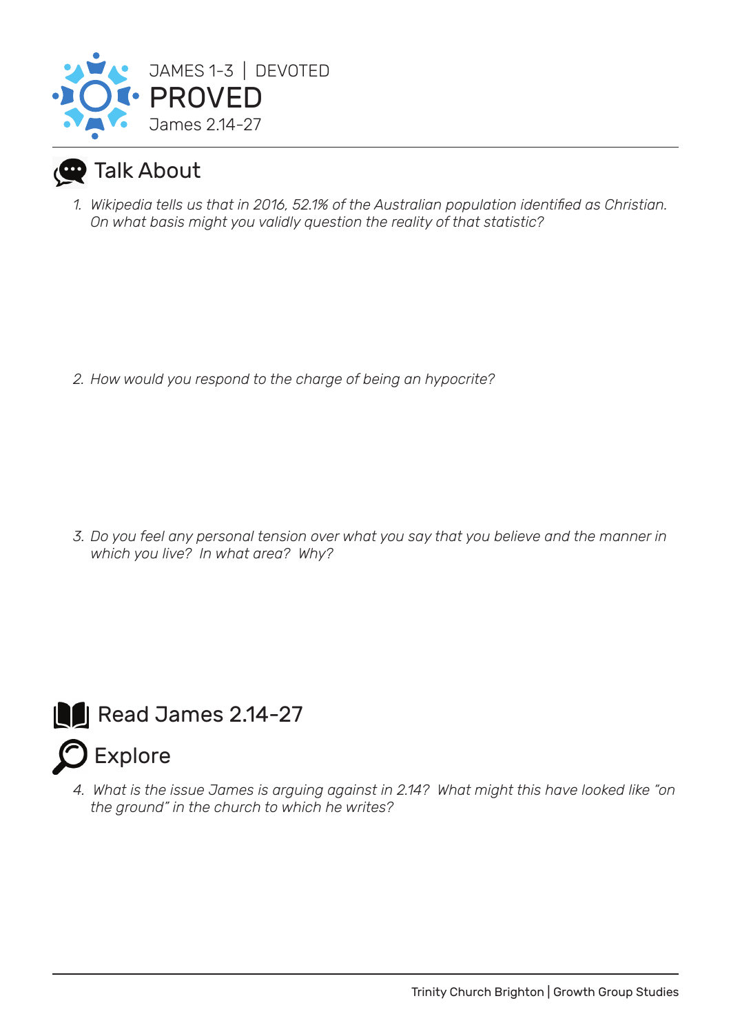JAMES 1-3 | DEVOTED

# PROVED

James 2.14-27

## Talk About

1. *Wikipedia tells us that in 2016, 52.1% of the Australian population identified as Christian. On what basis might you validly question the reality of that statistic?*

2. *How would you respond to the charge of being an hypocrite?*

3. *Do you feel any personal tension over what you say that you believe and the manner in which you live? In what area? Why?*

## Read James 2.14-27

## Explore

4. *What is the issue James is arguing against in 2.14? What might this have looked like "on the ground" in the church to which he writes?*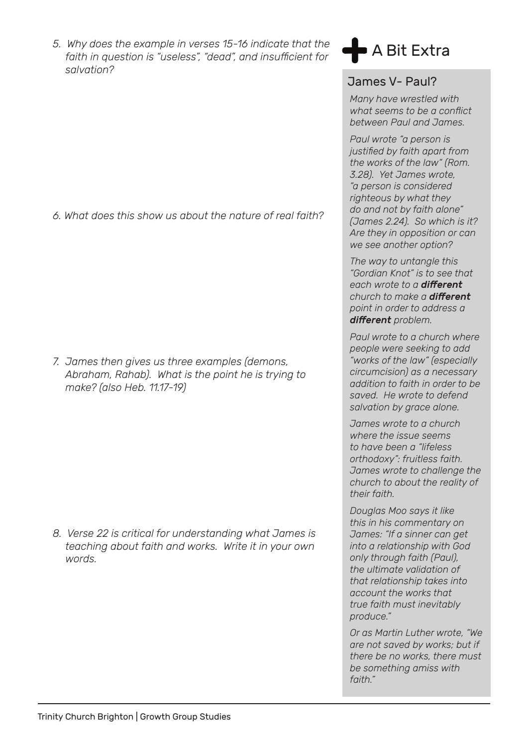*5. Why does the example in verses 15-16 indicate that the faith in question is "useless", "dead", and insufficient for salvation?*

*6. What does this show us about the nature of real faith?*

*7. James then gives us three examples (demons, Abraham, Rahab). What is the point he is trying to make? (also Heb. 11.17-19)*

*8. Verse 22 is critical for understanding what James is teaching about faith and works. Write it in your own words.*

## + A Bit Extra

### James V- Paul?

*Many have wrestled with what seems to be a conflict between Paul and James.*

*Paul wrote "a person is justified by faith apart from the works of the law" (Rom. 3.28). Yet James wrote, "a person is considered righteous by what they do and not by faith alone" (James 2.24). So which is it? Are they in opposition or can we see another option?*

*The way to untangle this "Gordian Knot" is to see that each wrote to a **different** church to make a **different** point in order to address a **different** problem.*

*Paul wrote to a church where people were seeking to add "works of the law" (especially circumcision) as a necessary addition to faith in order to be saved. He wrote to defend salvation by grace alone.*

*James wrote to a church where the issue seems to have been a "lifeless orthodoxy": fruitless faith. James wrote to challenge the church to about the reality of their faith.*

*Douglas Moo says it like this in his commentary on James: "If a sinner can get into a relationship with God only through faith (Paul), the ultimate validation of that relationship takes into account the works that true faith must inevitably produce."*

*Or as Martin Luther wrote, "We are not saved by works; but if there be no works, there must be something amiss with faith."*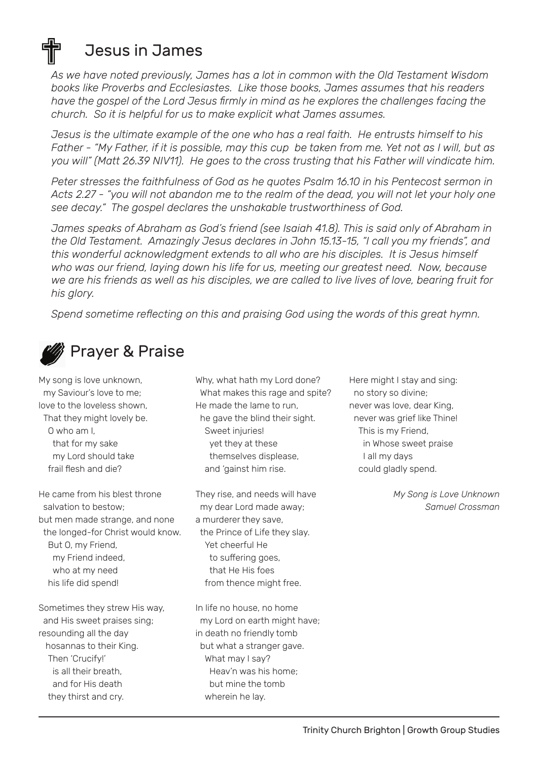## Jesus in James

*As we have noted previously, James has a lot in common with the Old Testament Wisdom books like Proverbs and Ecclesiastes. Like those books, James assumes that his readers have the gospel of the Lord Jesus firmly in mind as he explores the challenges facing the church. So it is helpful for us to make explicit what James assumes.*

*Jesus is the ultimate example of the one who has a real faith. He entrusts himself to his Father - "My Father, if it is possible, may this cup be taken from me. Yet not as I will, but as you will" (Matt 26.39 NIV11). He goes to the cross trusting that his Father will vindicate him.*

*Peter stresses the faithfulness of God as he quotes Psalm 16.10 in his Pentecost sermon in Acts 2.27 - "you will not abandon me to the realm of the dead, you will not let your holy one see decay." The gospel declares the unshakable trustworthiness of God.*

*James speaks of Abraham as God's friend (see Isaiah 41.8). This is said only of Abraham in the Old Testament. Amazingly Jesus declares in John 15.13-15, "I call you my friends", and this wonderful acknowledgment extends to all who are his disciples. It is Jesus himself who was our friend, laying down his life for us, meeting our greatest need. Now, because we are his friends as well as his disciples, we are called to live lives of love, bearing fruit for his glory.*

*Spend sometime reflecting on this and praising God using the words of this great hymn.*

## Prayer & Praise

My song is love unknown,
my Saviour's love to me;
love to the loveless shown,
That they might lovely be.
O who am I,
that for my sake
my Lord should take
frail flesh and die?

He came from his blest throne
salvation to bestow;
but men made strange, and none
the longed-for Christ would know.
But O, my Friend,
my Friend indeed,
who at my need
his life did spend!

Sometimes they strew His way,
and His sweet praises sing;
resounding all the day
hosannas to their King.
Then 'Crucify!'
is all their breath,
and for His death
they thirst and cry.

Why, what hath my Lord done?
What makes this rage and spite?
He made the lame to run,
he gave the blind their sight.
Sweet injuries!
yet they at these
themselves displease,
and 'gainst him rise.

They rise, and needs will have
my dear Lord made away;
a murderer they save,
the Prince of Life they slay.
Yet cheerful He
to suffering goes,
that He His foes
from thence might free.

In life no house, no home
my Lord on earth might have;
in death no friendly tomb
but what a stranger gave.
What may I say?
Heav'n was his home;
but mine the tomb
wherein he lay.

Here might I stay and sing:
no story so divine;
never was love, dear King,
never was grief like Thine!
This is my Friend,
in Whose sweet praise
I all my days
could gladly spend.

*My Song is Love Unknown*
*Samuel Crossman*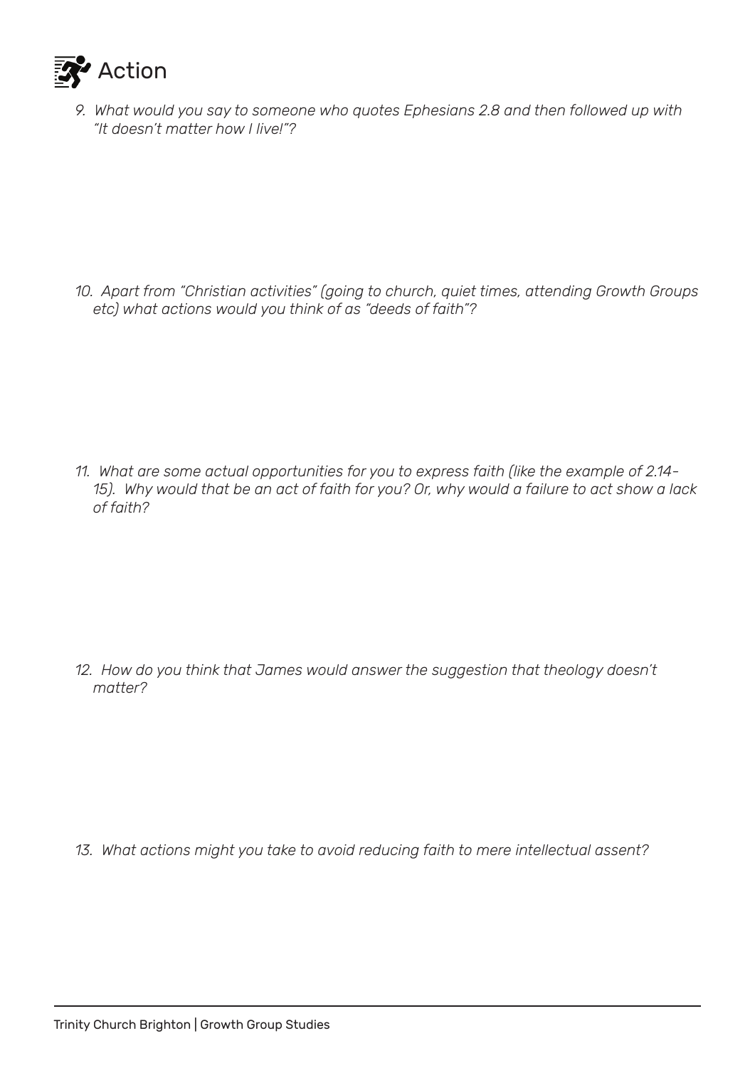## Action

9. *What would you say to someone who quotes Ephesians 2.8 and then followed up with "It doesn't matter how I live!"?*

10. *Apart from "Christian activities" (going to church, quiet times, attending Growth Groups etc) what actions would you think of as "deeds of faith"?*

11. *What are some actual opportunities for you to express faith (like the example of 2.14-15). Why would that be an act of faith for you? Or, why would a failure to act show a lack of faith?*

12. *How do you think that James would answer the suggestion that theology doesn't matter?*

13. *What actions might you take to avoid reducing faith to mere intellectual assent?*